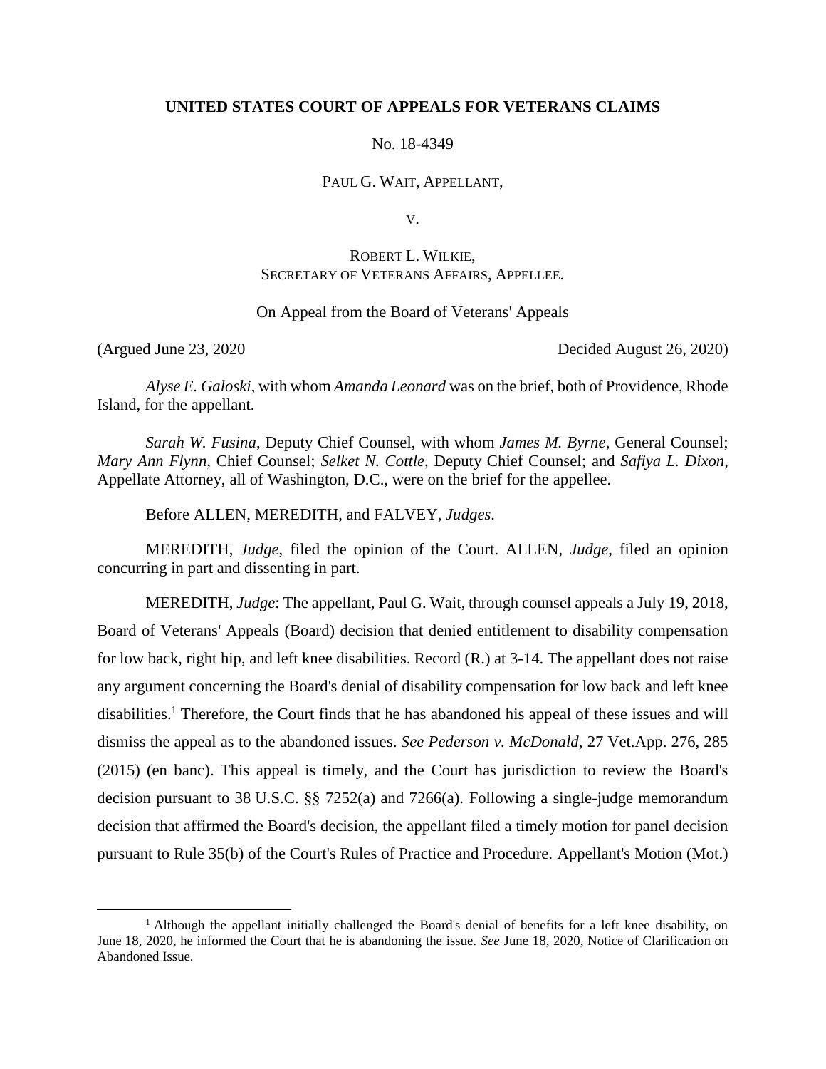**UNITED STATES COURT OF APPEALS FOR VETERANS CLAIMS**

No. 18-4349

PAUL G. WAIT, APPELLANT,

V.

ROBERT L. WILKIE,
SECRETARY OF VETERANS AFFAIRS, APPELLEE.

On Appeal from the Board of Veterans' Appeals

(Argued June 23, 2020 Decided August 26, 2020)

*Alyse E. Galoski*, with whom *Amanda Leonard* was on the brief, both of Providence, Rhode Island, for the appellant.

*Sarah W. Fusina*, Deputy Chief Counsel, with whom *James M. Byrne*, General Counsel; *Mary Ann Flynn*, Chief Counsel; *Selket N. Cottle*, Deputy Chief Counsel; and *Safiya L. Dixon*, Appellate Attorney, all of Washington, D.C., were on the brief for the appellee.

Before ALLEN, MEREDITH, and FALVEY, *Judges*.

MEREDITH, *Judge*, filed the opinion of the Court. ALLEN, *Judge*, filed an opinion concurring in part and dissenting in part.

MEREDITH, *Judge*: The appellant, Paul G. Wait, through counsel appeals a July 19, 2018, Board of Veterans' Appeals (Board) decision that denied entitlement to disability compensation for low back, right hip, and left knee disabilities. Record (R.) at 3-14. The appellant does not raise any argument concerning the Board's denial of disability compensation for low back and left knee disabilities.[1] Therefore, the Court finds that he has abandoned his appeal of these issues and will dismiss the appeal as to the abandoned issues. *See Pederson v. McDonald*, 27 Vet.App. 276, 285 (2015) (en banc). This appeal is timely, and the Court has jurisdiction to review the Board's decision pursuant to 38 U.S.C. §§ 7252(a) and 7266(a). Following a single-judge memorandum decision that affirmed the Board's decision, the appellant filed a timely motion for panel decision pursuant to Rule 35(b) of the Court's Rules of Practice and Procedure. Appellant's Motion (Mot.)

[1] Although the appellant initially challenged the Board's denial of benefits for a left knee disability, on June 18, 2020, he informed the Court that he is abandoning the issue. *See* June 18, 2020, Notice of Clarification on Abandoned Issue.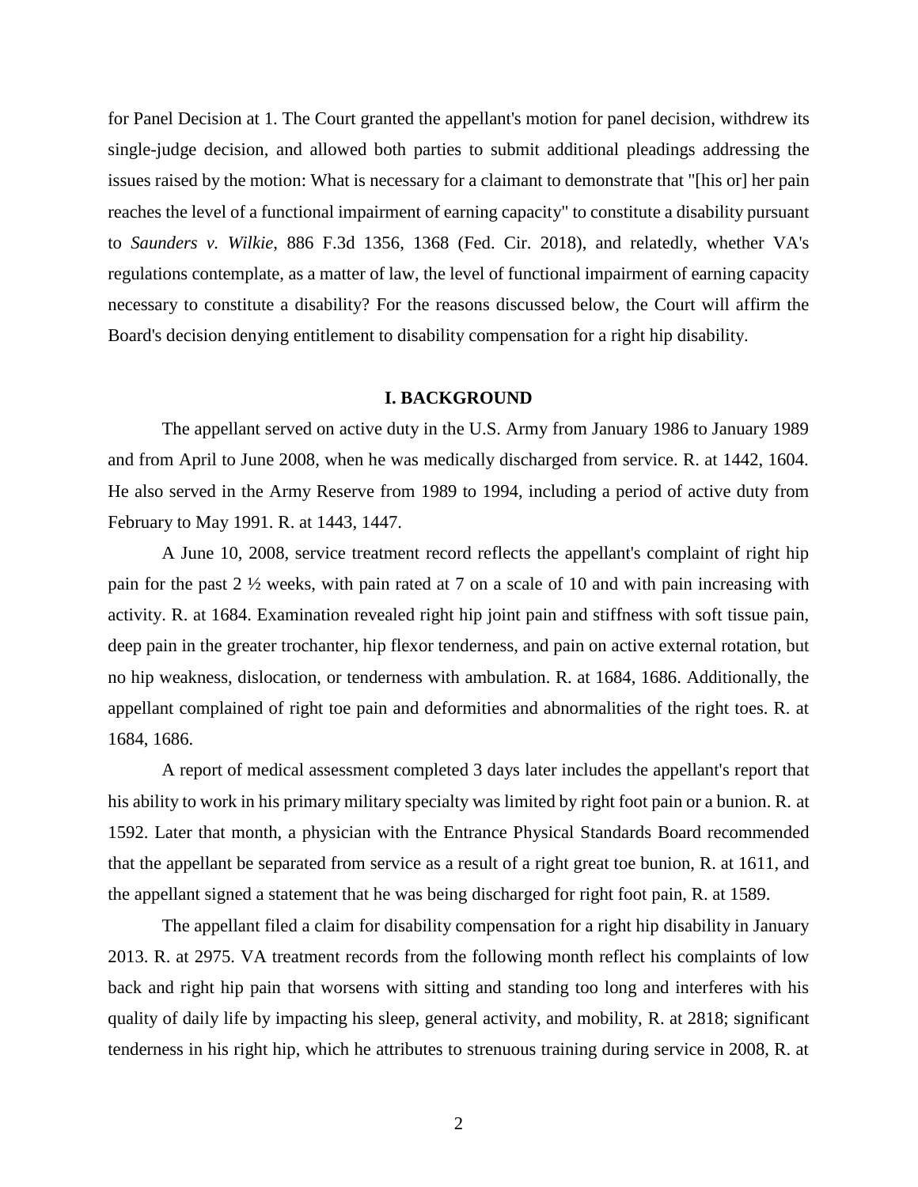for Panel Decision at 1. The Court granted the appellant's motion for panel decision, withdrew its single-judge decision, and allowed both parties to submit additional pleadings addressing the issues raised by the motion: What is necessary for a claimant to demonstrate that "[his or] her pain reaches the level of a functional impairment of earning capacity" to constitute a disability pursuant to *Saunders v. Wilkie*, 886 F.3d 1356, 1368 (Fed. Cir. 2018), and relatedly, whether VA's regulations contemplate, as a matter of law, the level of functional impairment of earning capacity necessary to constitute a disability? For the reasons discussed below, the Court will affirm the Board's decision denying entitlement to disability compensation for a right hip disability.

## I. BACKGROUND

The appellant served on active duty in the U.S. Army from January 1986 to January 1989 and from April to June 2008, when he was medically discharged from service. R. at 1442, 1604. He also served in the Army Reserve from 1989 to 1994, including a period of active duty from February to May 1991. R. at 1443, 1447.

A June 10, 2008, service treatment record reflects the appellant's complaint of right hip pain for the past 2 ½ weeks, with pain rated at 7 on a scale of 10 and with pain increasing with activity. R. at 1684. Examination revealed right hip joint pain and stiffness with soft tissue pain, deep pain in the greater trochanter, hip flexor tenderness, and pain on active external rotation, but no hip weakness, dislocation, or tenderness with ambulation. R. at 1684, 1686. Additionally, the appellant complained of right toe pain and deformities and abnormalities of the right toes. R. at 1684, 1686.

A report of medical assessment completed 3 days later includes the appellant's report that his ability to work in his primary military specialty was limited by right foot pain or a bunion. R. at 1592. Later that month, a physician with the Entrance Physical Standards Board recommended that the appellant be separated from service as a result of a right great toe bunion, R. at 1611, and the appellant signed a statement that he was being discharged for right foot pain, R. at 1589.

The appellant filed a claim for disability compensation for a right hip disability in January 2013. R. at 2975. VA treatment records from the following month reflect his complaints of low back and right hip pain that worsens with sitting and standing too long and interferes with his quality of daily life by impacting his sleep, general activity, and mobility, R. at 2818; significant tenderness in his right hip, which he attributes to strenuous training during service in 2008, R. at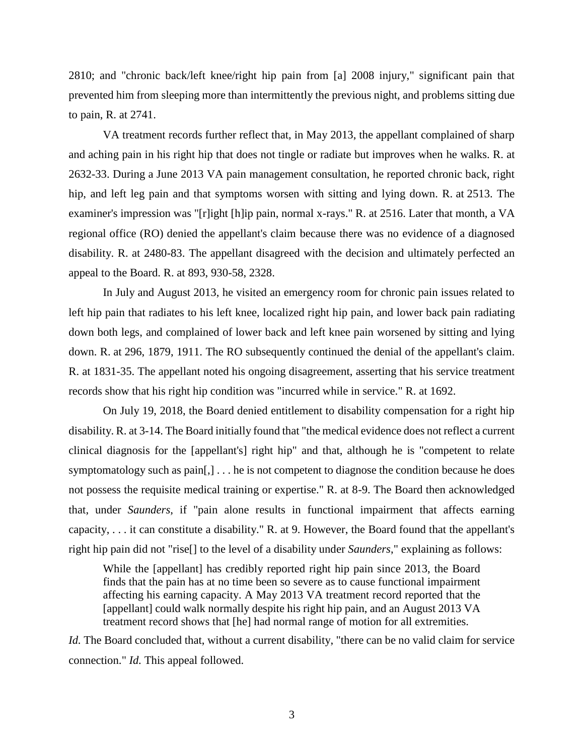2810; and "chronic back/left knee/right hip pain from [a] 2008 injury," significant pain that prevented him from sleeping more than intermittently the previous night, and problems sitting due to pain, R. at 2741.

VA treatment records further reflect that, in May 2013, the appellant complained of sharp and aching pain in his right hip that does not tingle or radiate but improves when he walks. R. at 2632-33. During a June 2013 VA pain management consultation, he reported chronic back, right hip, and left leg pain and that symptoms worsen with sitting and lying down. R. at 2513. The examiner's impression was "[r]ight [h]ip pain, normal x-rays." R. at 2516. Later that month, a VA regional office (RO) denied the appellant's claim because there was no evidence of a diagnosed disability. R. at 2480-83. The appellant disagreed with the decision and ultimately perfected an appeal to the Board. R. at 893, 930-58, 2328.

In July and August 2013, he visited an emergency room for chronic pain issues related to left hip pain that radiates to his left knee, localized right hip pain, and lower back pain radiating down both legs, and complained of lower back and left knee pain worsened by sitting and lying down. R. at 296, 1879, 1911. The RO subsequently continued the denial of the appellant's claim. R. at 1831-35. The appellant noted his ongoing disagreement, asserting that his service treatment records show that his right hip condition was "incurred while in service." R. at 1692.

On July 19, 2018, the Board denied entitlement to disability compensation for a right hip disability. R. at 3-14. The Board initially found that "the medical evidence does not reflect a current clinical diagnosis for the [appellant's] right hip" and that, although he is "competent to relate symptomatology such as pain[,] . . . he is not competent to diagnose the condition because he does not possess the requisite medical training or expertise." R. at 8-9. The Board then acknowledged that, under *Saunders*, if "pain alone results in functional impairment that affects earning capacity, . . . it can constitute a disability." R. at 9. However, the Board found that the appellant's right hip pain did not "rise[] to the level of a disability under *Saunders*," explaining as follows:

> While the [appellant] has credibly reported right hip pain since 2013, the Board finds that the pain has at no time been so severe as to cause functional impairment affecting his earning capacity. A May 2013 VA treatment record reported that the [appellant] could walk normally despite his right hip pain, and an August 2013 VA treatment record shows that [he] had normal range of motion for all extremities.

*Id.* The Board concluded that, without a current disability, "there can be no valid claim for service connection." *Id.* This appeal followed.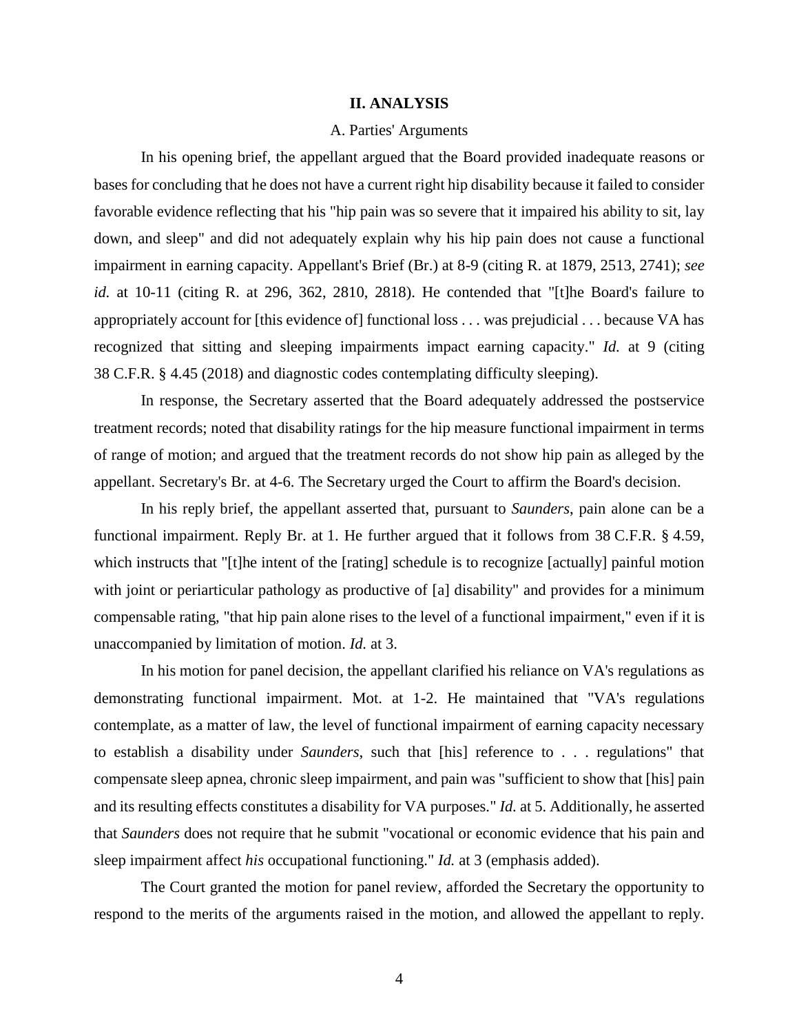## II. ANALYSIS

### A. Parties' Arguments

In his opening brief, the appellant argued that the Board provided inadequate reasons or bases for concluding that he does not have a current right hip disability because it failed to consider favorable evidence reflecting that his "hip pain was so severe that it impaired his ability to sit, lay down, and sleep" and did not adequately explain why his hip pain does not cause a functional impairment in earning capacity. Appellant's Brief (Br.) at 8-9 (citing R. at 1879, 2513, 2741); *see id.* at 10-11 (citing R. at 296, 362, 2810, 2818). He contended that "[t]he Board's failure to appropriately account for [this evidence of] functional loss . . . was prejudicial . . . because VA has recognized that sitting and sleeping impairments impact earning capacity." *Id.* at 9 (citing 38 C.F.R. § 4.45 (2018) and diagnostic codes contemplating difficulty sleeping).

In response, the Secretary asserted that the Board adequately addressed the postservice treatment records; noted that disability ratings for the hip measure functional impairment in terms of range of motion; and argued that the treatment records do not show hip pain as alleged by the appellant. Secretary's Br. at 4-6. The Secretary urged the Court to affirm the Board's decision.

In his reply brief, the appellant asserted that, pursuant to *Saunders*, pain alone can be a functional impairment. Reply Br. at 1. He further argued that it follows from 38 C.F.R. § 4.59, which instructs that "[t]he intent of the [rating] schedule is to recognize [actually] painful motion with joint or periarticular pathology as productive of [a] disability" and provides for a minimum compensable rating, "that hip pain alone rises to the level of a functional impairment," even if it is unaccompanied by limitation of motion. *Id.* at 3.

In his motion for panel decision, the appellant clarified his reliance on VA's regulations as demonstrating functional impairment. Mot. at 1-2. He maintained that "VA's regulations contemplate, as a matter of law, the level of functional impairment of earning capacity necessary to establish a disability under *Saunders*, such that [his] reference to . . . regulations" that compensate sleep apnea, chronic sleep impairment, and pain was "sufficient to show that [his] pain and its resulting effects constitutes a disability for VA purposes." *Id.* at 5. Additionally, he asserted that *Saunders* does not require that he submit "vocational or economic evidence that his pain and sleep impairment affect *his* occupational functioning." *Id.* at 3 (emphasis added).

The Court granted the motion for panel review, afforded the Secretary the opportunity to respond to the merits of the arguments raised in the motion, and allowed the appellant to reply.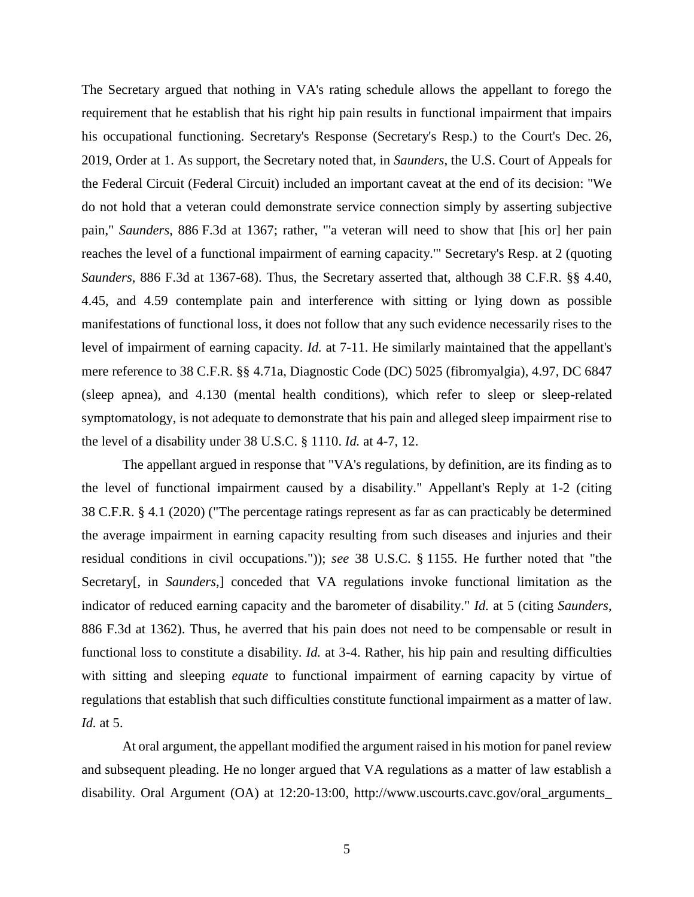The Secretary argued that nothing in VA's rating schedule allows the appellant to forego the requirement that he establish that his right hip pain results in functional impairment that impairs his occupational functioning. Secretary's Response (Secretary's Resp.) to the Court's Dec. 26, 2019, Order at 1. As support, the Secretary noted that, in *Saunders*, the U.S. Court of Appeals for the Federal Circuit (Federal Circuit) included an important caveat at the end of its decision: "We do not hold that a veteran could demonstrate service connection simply by asserting subjective pain," *Saunders*, 886 F.3d at 1367; rather, "'a veteran will need to show that [his or] her pain reaches the level of a functional impairment of earning capacity.'" Secretary's Resp. at 2 (quoting *Saunders*, 886 F.3d at 1367-68). Thus, the Secretary asserted that, although 38 C.F.R. §§ 4.40, 4.45, and 4.59 contemplate pain and interference with sitting or lying down as possible manifestations of functional loss, it does not follow that any such evidence necessarily rises to the level of impairment of earning capacity. *Id.* at 7-11. He similarly maintained that the appellant's mere reference to 38 C.F.R. §§ 4.71a, Diagnostic Code (DC) 5025 (fibromyalgia), 4.97, DC 6847 (sleep apnea), and 4.130 (mental health conditions), which refer to sleep or sleep-related symptomatology, is not adequate to demonstrate that his pain and alleged sleep impairment rise to the level of a disability under 38 U.S.C. § 1110. *Id.* at 4-7, 12.

The appellant argued in response that "VA's regulations, by definition, are its finding as to the level of functional impairment caused by a disability." Appellant's Reply at 1-2 (citing 38 C.F.R. § 4.1 (2020) ("The percentage ratings represent as far as can practicably be determined the average impairment in earning capacity resulting from such diseases and injuries and their residual conditions in civil occupations.")); *see* 38 U.S.C. § 1155. He further noted that "the Secretary[, in *Saunders*,] conceded that VA regulations invoke functional limitation as the indicator of reduced earning capacity and the barometer of disability." *Id.* at 5 (citing *Saunders*, 886 F.3d at 1362). Thus, he averred that his pain does not need to be compensable or result in functional loss to constitute a disability. *Id.* at 3-4. Rather, his hip pain and resulting difficulties with sitting and sleeping *equate* to functional impairment of earning capacity by virtue of regulations that establish that such difficulties constitute functional impairment as a matter of law. *Id.* at 5.

At oral argument, the appellant modified the argument raised in his motion for panel review and subsequent pleading. He no longer argued that VA regulations as a matter of law establish a disability. Oral Argument (OA) at 12:20-13:00, http://www.uscourts.cavc.gov/oral_arguments_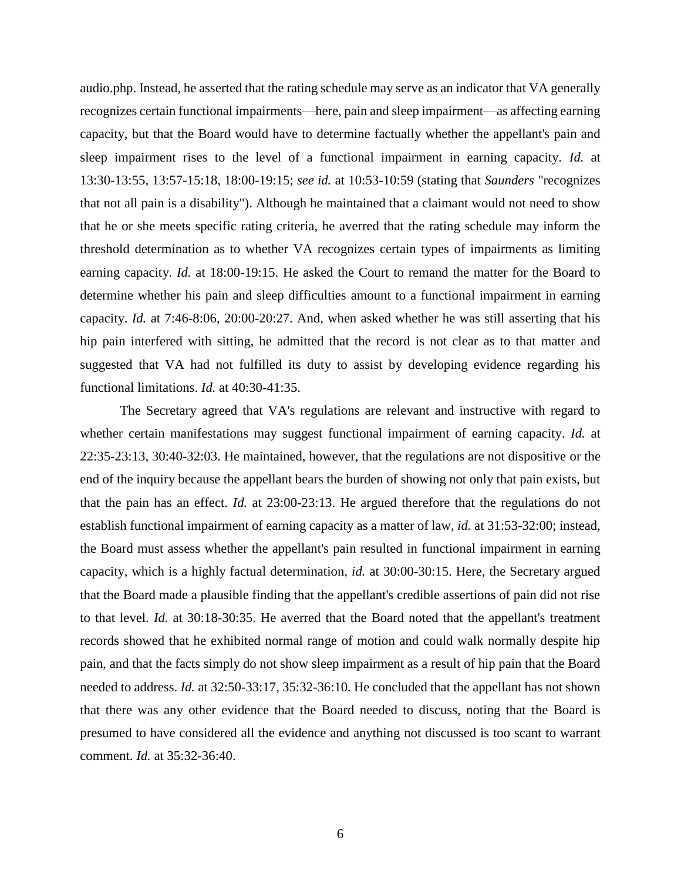audio.php. Instead, he asserted that the rating schedule may serve as an indicator that VA generally recognizes certain functional impairments—here, pain and sleep impairment—as affecting earning capacity, but that the Board would have to determine factually whether the appellant's pain and sleep impairment rises to the level of a functional impairment in earning capacity. *Id.* at 13:30-13:55, 13:57-15:18, 18:00-19:15; *see id.* at 10:53-10:59 (stating that *Saunders* "recognizes that not all pain is a disability"). Although he maintained that a claimant would not need to show that he or she meets specific rating criteria, he averred that the rating schedule may inform the threshold determination as to whether VA recognizes certain types of impairments as limiting earning capacity. *Id.* at 18:00-19:15. He asked the Court to remand the matter for the Board to determine whether his pain and sleep difficulties amount to a functional impairment in earning capacity. *Id.* at 7:46-8:06, 20:00-20:27. And, when asked whether he was still asserting that his hip pain interfered with sitting, he admitted that the record is not clear as to that matter and suggested that VA had not fulfilled its duty to assist by developing evidence regarding his functional limitations. *Id.* at 40:30-41:35.

The Secretary agreed that VA's regulations are relevant and instructive with regard to whether certain manifestations may suggest functional impairment of earning capacity. *Id.* at 22:35-23:13, 30:40-32:03. He maintained, however, that the regulations are not dispositive or the end of the inquiry because the appellant bears the burden of showing not only that pain exists, but that the pain has an effect. *Id.* at 23:00-23:13. He argued therefore that the regulations do not establish functional impairment of earning capacity as a matter of law, *id.* at 31:53-32:00; instead, the Board must assess whether the appellant's pain resulted in functional impairment in earning capacity, which is a highly factual determination, *id.* at 30:00-30:15. Here, the Secretary argued that the Board made a plausible finding that the appellant's credible assertions of pain did not rise to that level. *Id.* at 30:18-30:35. He averred that the Board noted that the appellant's treatment records showed that he exhibited normal range of motion and could walk normally despite hip pain, and that the facts simply do not show sleep impairment as a result of hip pain that the Board needed to address. *Id.* at 32:50-33:17, 35:32-36:10. He concluded that the appellant has not shown that there was any other evidence that the Board needed to discuss, noting that the Board is presumed to have considered all the evidence and anything not discussed is too scant to warrant comment. *Id.* at 35:32-36:40.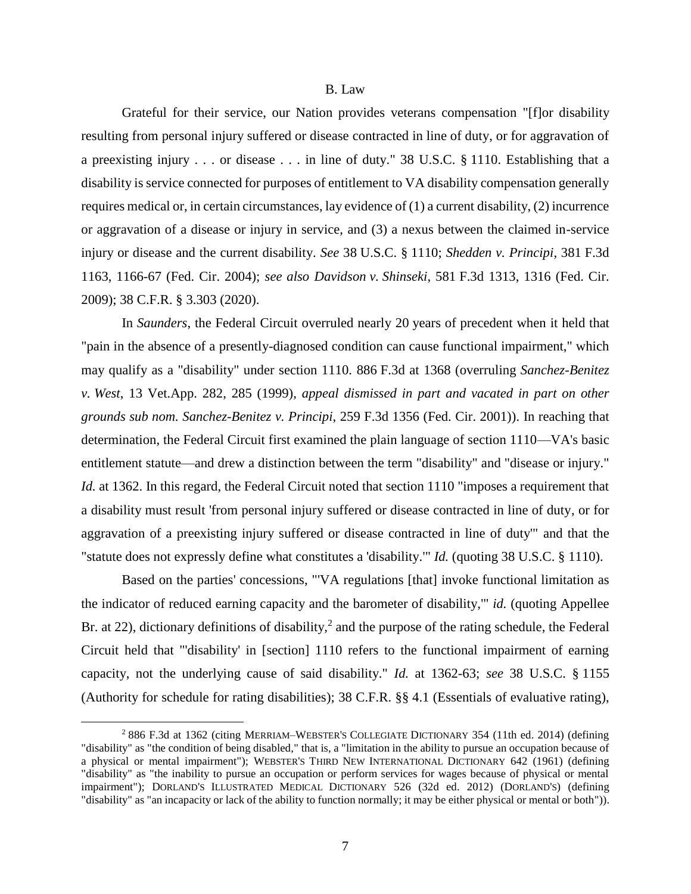B. Law

Grateful for their service, our Nation provides veterans compensation "[f]or disability resulting from personal injury suffered or disease contracted in line of duty, or for aggravation of a preexisting injury . . . or disease . . . in line of duty." 38 U.S.C. § 1110. Establishing that a disability is service connected for purposes of entitlement to VA disability compensation generally requires medical or, in certain circumstances, lay evidence of (1) a current disability, (2) incurrence or aggravation of a disease or injury in service, and (3) a nexus between the claimed in-service injury or disease and the current disability. *See* 38 U.S.C. § 1110; *Shedden v. Principi*, 381 F.3d 1163, 1166-67 (Fed. Cir. 2004); *see also Davidson v. Shinseki*, 581 F.3d 1313, 1316 (Fed. Cir. 2009); 38 C.F.R. § 3.303 (2020).

In *Saunders*, the Federal Circuit overruled nearly 20 years of precedent when it held that "pain in the absence of a presently-diagnosed condition can cause functional impairment," which may qualify as a "disability" under section 1110. 886 F.3d at 1368 (overruling *Sanchez-Benitez v. West*, 13 Vet.App. 282, 285 (1999), *appeal dismissed in part and vacated in part on other grounds sub nom. Sanchez-Benitez v. Principi*, 259 F.3d 1356 (Fed. Cir. 2001)). In reaching that determination, the Federal Circuit first examined the plain language of section 1110—VA's basic entitlement statute—and drew a distinction between the term "disability" and "disease or injury." *Id.* at 1362. In this regard, the Federal Circuit noted that section 1110 "imposes a requirement that a disability must result 'from personal injury suffered or disease contracted in line of duty, or for aggravation of a preexisting injury suffered or disease contracted in line of duty'" and that the "statute does not expressly define what constitutes a 'disability.'" *Id.* (quoting 38 U.S.C. § 1110).

Based on the parties' concessions, "'VA regulations [that] invoke functional limitation as the indicator of reduced earning capacity and the barometer of disability,'" *id.* (quoting Appellee Br. at 22), dictionary definitions of disability,[2] and the purpose of the rating schedule, the Federal Circuit held that "'disability' in [section] 1110 refers to the functional impairment of earning capacity, not the underlying cause of said disability." *Id.* at 1362-63; *see* 38 U.S.C. § 1155 (Authority for schedule for rating disabilities); 38 C.F.R. §§ 4.1 (Essentials of evaluative rating),

---

[2] 886 F.3d at 1362 (citing MERRIAM–WEBSTER'S COLLEGIATE DICTIONARY 354 (11th ed. 2014) (defining "disability" as "the condition of being disabled," that is, a "limitation in the ability to pursue an occupation because of a physical or mental impairment"); WEBSTER'S THIRD NEW INTERNATIONAL DICTIONARY 642 (1961) (defining "disability" as "the inability to pursue an occupation or perform services for wages because of physical or mental impairment"); DORLAND'S ILLUSTRATED MEDICAL DICTIONARY 526 (32d ed. 2012) (DORLAND'S) (defining "disability" as "an incapacity or lack of the ability to function normally; it may be either physical or mental or both")).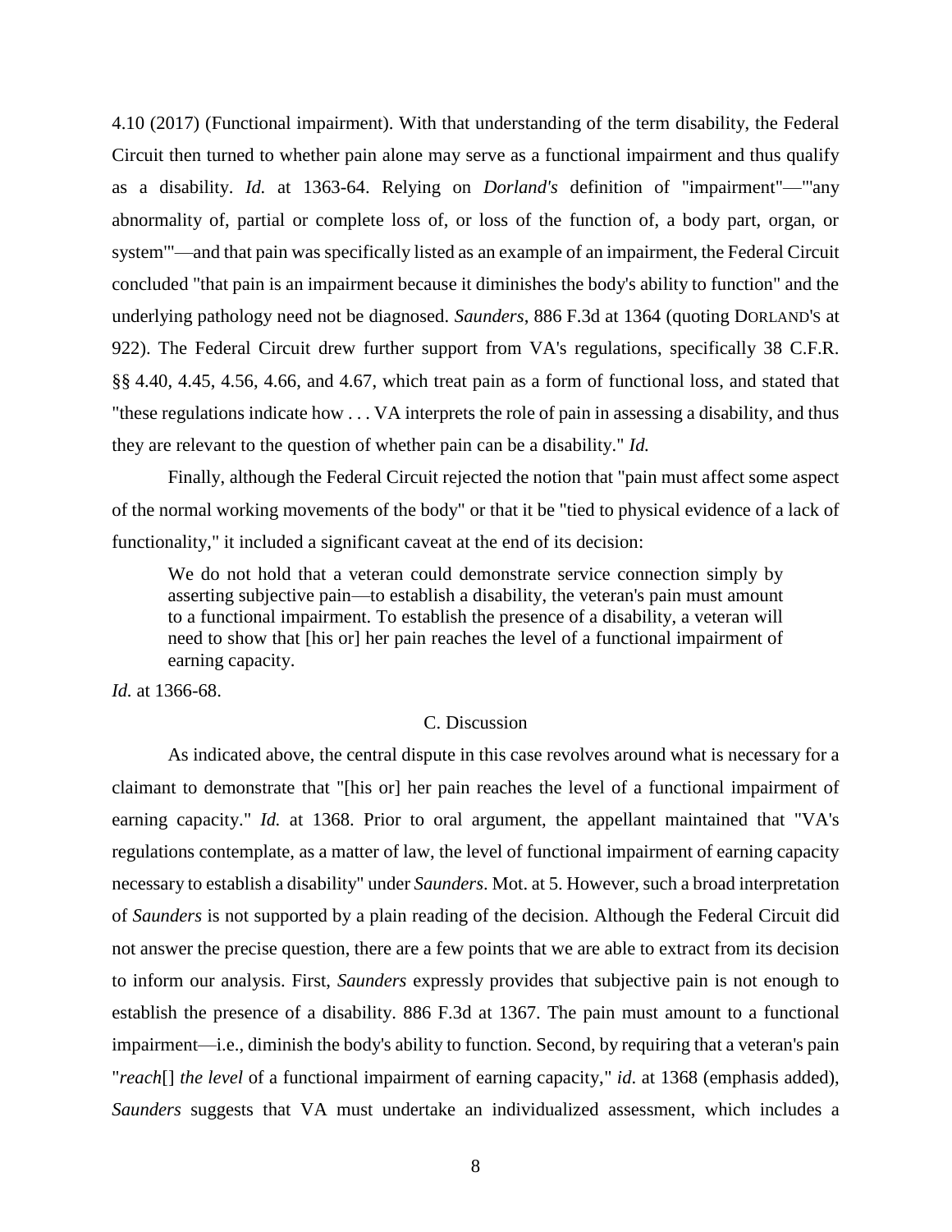4.10 (2017) (Functional impairment). With that understanding of the term disability, the Federal Circuit then turned to whether pain alone may serve as a functional impairment and thus qualify as a disability. *Id.* at 1363-64. Relying on *Dorland's* definition of "impairment"—"'any abnormality of, partial or complete loss of, or loss of the function of, a body part, organ, or system'"—and that pain was specifically listed as an example of an impairment, the Federal Circuit concluded "that pain is an impairment because it diminishes the body's ability to function" and the underlying pathology need not be diagnosed. *Saunders*, 886 F.3d at 1364 (quoting DORLAND'S at 922). The Federal Circuit drew further support from VA's regulations, specifically 38 C.F.R. §§ 4.40, 4.45, 4.56, 4.66, and 4.67, which treat pain as a form of functional loss, and stated that "these regulations indicate how . . . VA interprets the role of pain in assessing a disability, and thus they are relevant to the question of whether pain can be a disability." *Id.*

Finally, although the Federal Circuit rejected the notion that "pain must affect some aspect of the normal working movements of the body" or that it be "tied to physical evidence of a lack of functionality," it included a significant caveat at the end of its decision:

> We do not hold that a veteran could demonstrate service connection simply by asserting subjective pain—to establish a disability, the veteran's pain must amount to a functional impairment. To establish the presence of a disability, a veteran will need to show that [his or] her pain reaches the level of a functional impairment of earning capacity.

*Id.* at 1366-68.

### C. Discussion

As indicated above, the central dispute in this case revolves around what is necessary for a claimant to demonstrate that "[his or] her pain reaches the level of a functional impairment of earning capacity." *Id.* at 1368. Prior to oral argument, the appellant maintained that "VA's regulations contemplate, as a matter of law, the level of functional impairment of earning capacity necessary to establish a disability" under *Saunders*. Mot. at 5. However, such a broad interpretation of *Saunders* is not supported by a plain reading of the decision. Although the Federal Circuit did not answer the precise question, there are a few points that we are able to extract from its decision to inform our analysis. First, *Saunders* expressly provides that subjective pain is not enough to establish the presence of a disability. 886 F.3d at 1367. The pain must amount to a functional impairment—i.e., diminish the body's ability to function. Second, by requiring that a veteran's pain "*reach*[] *the level* of a functional impairment of earning capacity," *id*. at 1368 (emphasis added), *Saunders* suggests that VA must undertake an individualized assessment, which includes a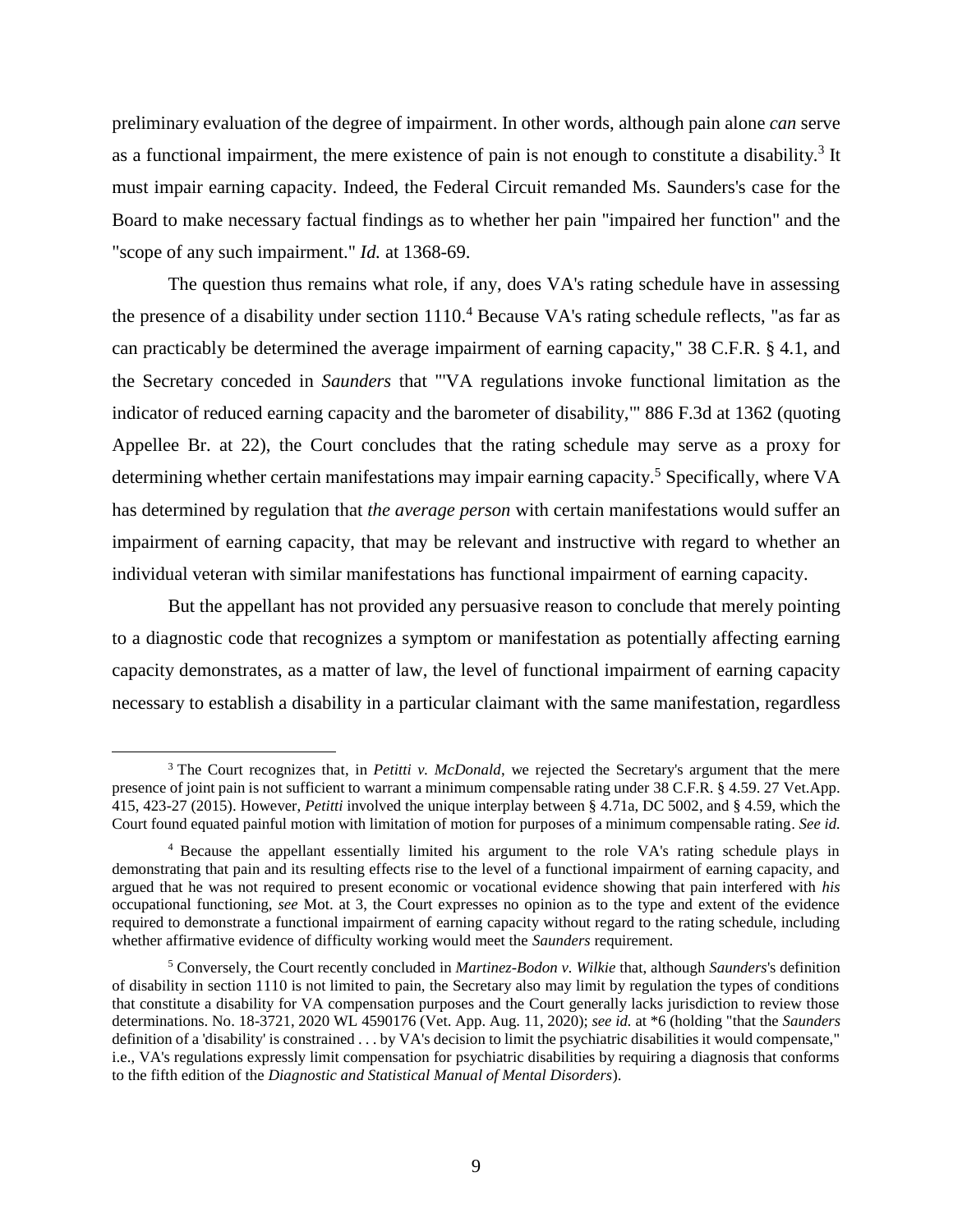preliminary evaluation of the degree of impairment. In other words, although pain alone *can* serve as a functional impairment, the mere existence of pain is not enough to constitute a disability.[3] It must impair earning capacity. Indeed, the Federal Circuit remanded Ms. Saunders's case for the Board to make necessary factual findings as to whether her pain "impaired her function" and the "scope of any such impairment." *Id.* at 1368-69.

The question thus remains what role, if any, does VA's rating schedule have in assessing the presence of a disability under section 1110.[4] Because VA's rating schedule reflects, "as far as can practicably be determined the average impairment of earning capacity," 38 C.F.R. § 4.1, and the Secretary conceded in *Saunders* that "'VA regulations invoke functional limitation as the indicator of reduced earning capacity and the barometer of disability,'" 886 F.3d at 1362 (quoting Appellee Br. at 22), the Court concludes that the rating schedule may serve as a proxy for determining whether certain manifestations may impair earning capacity.[5] Specifically, where VA has determined by regulation that *the average person* with certain manifestations would suffer an impairment of earning capacity, that may be relevant and instructive with regard to whether an individual veteran with similar manifestations has functional impairment of earning capacity.

But the appellant has not provided any persuasive reason to conclude that merely pointing to a diagnostic code that recognizes a symptom or manifestation as potentially affecting earning capacity demonstrates, as a matter of law, the level of functional impairment of earning capacity necessary to establish a disability in a particular claimant with the same manifestation, regardless

---

[3] The Court recognizes that, in *Petitti v. McDonald*, we rejected the Secretary's argument that the mere presence of joint pain is not sufficient to warrant a minimum compensable rating under 38 C.F.R. § 4.59. 27 Vet.App. 415, 423-27 (2015). However, *Petitti* involved the unique interplay between § 4.71a, DC 5002, and § 4.59, which the Court found equated painful motion with limitation of motion for purposes of a minimum compensable rating. *See id.*

[4] Because the appellant essentially limited his argument to the role VA's rating schedule plays in demonstrating that pain and its resulting effects rise to the level of a functional impairment of earning capacity, and argued that he was not required to present economic or vocational evidence showing that pain interfered with *his* occupational functioning, *see* Mot. at 3, the Court expresses no opinion as to the type and extent of the evidence required to demonstrate a functional impairment of earning capacity without regard to the rating schedule, including whether affirmative evidence of difficulty working would meet the *Saunders* requirement.

[5] Conversely, the Court recently concluded in *Martinez-Bodon v. Wilkie* that, although *Saunders*'s definition of disability in section 1110 is not limited to pain, the Secretary also may limit by regulation the types of conditions that constitute a disability for VA compensation purposes and the Court generally lacks jurisdiction to review those determinations. No. 18-3721, 2020 WL 4590176 (Vet. App. Aug. 11, 2020); *see id.* at *6 (holding "that the *Saunders* definition of a 'disability' is constrained . . . by VA's decision to limit the psychiatric disabilities it would compensate," i.e., VA's regulations expressly limit compensation for psychiatric disabilities by requiring a diagnosis that conforms to the fifth edition of the *Diagnostic and Statistical Manual of Mental Disorders*).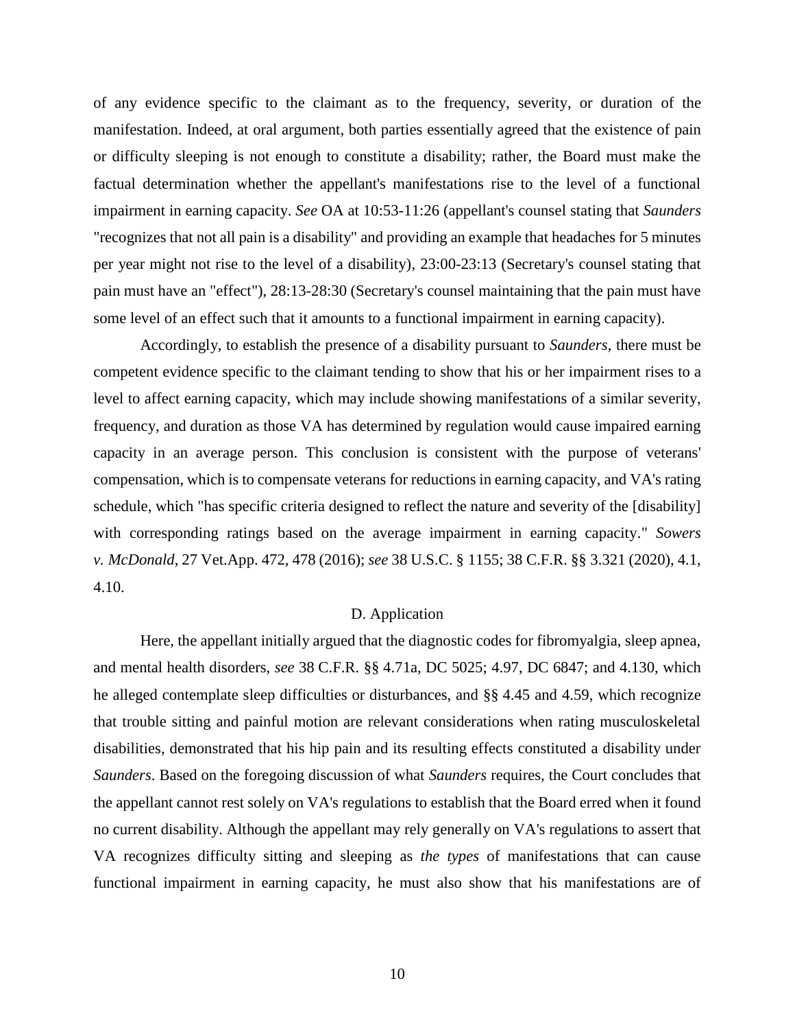of any evidence specific to the claimant as to the frequency, severity, or duration of the manifestation. Indeed, at oral argument, both parties essentially agreed that the existence of pain or difficulty sleeping is not enough to constitute a disability; rather, the Board must make the factual determination whether the appellant's manifestations rise to the level of a functional impairment in earning capacity. *See* OA at 10:53-11:26 (appellant's counsel stating that *Saunders* "recognizes that not all pain is a disability" and providing an example that headaches for 5 minutes per year might not rise to the level of a disability), 23:00-23:13 (Secretary's counsel stating that pain must have an "effect"), 28:13-28:30 (Secretary's counsel maintaining that the pain must have some level of an effect such that it amounts to a functional impairment in earning capacity).

Accordingly, to establish the presence of a disability pursuant to *Saunders*, there must be competent evidence specific to the claimant tending to show that his or her impairment rises to a level to affect earning capacity, which may include showing manifestations of a similar severity, frequency, and duration as those VA has determined by regulation would cause impaired earning capacity in an average person. This conclusion is consistent with the purpose of veterans' compensation, which is to compensate veterans for reductions in earning capacity, and VA's rating schedule, which "has specific criteria designed to reflect the nature and severity of the [disability] with corresponding ratings based on the average impairment in earning capacity." *Sowers v. McDonald*, 27 Vet.App. 472, 478 (2016); *see* 38 U.S.C. § 1155; 38 C.F.R. §§ 3.321 (2020), 4.1, 4.10.

### D. Application

Here, the appellant initially argued that the diagnostic codes for fibromyalgia, sleep apnea, and mental health disorders, *see* 38 C.F.R. §§ 4.71a, DC 5025; 4.97, DC 6847; and 4.130, which he alleged contemplate sleep difficulties or disturbances, and §§ 4.45 and 4.59, which recognize that trouble sitting and painful motion are relevant considerations when rating musculoskeletal disabilities, demonstrated that his hip pain and its resulting effects constituted a disability under *Saunders*. Based on the foregoing discussion of what *Saunders* requires, the Court concludes that the appellant cannot rest solely on VA's regulations to establish that the Board erred when it found no current disability. Although the appellant may rely generally on VA's regulations to assert that VA recognizes difficulty sitting and sleeping as *the types* of manifestations that can cause functional impairment in earning capacity, he must also show that his manifestations are of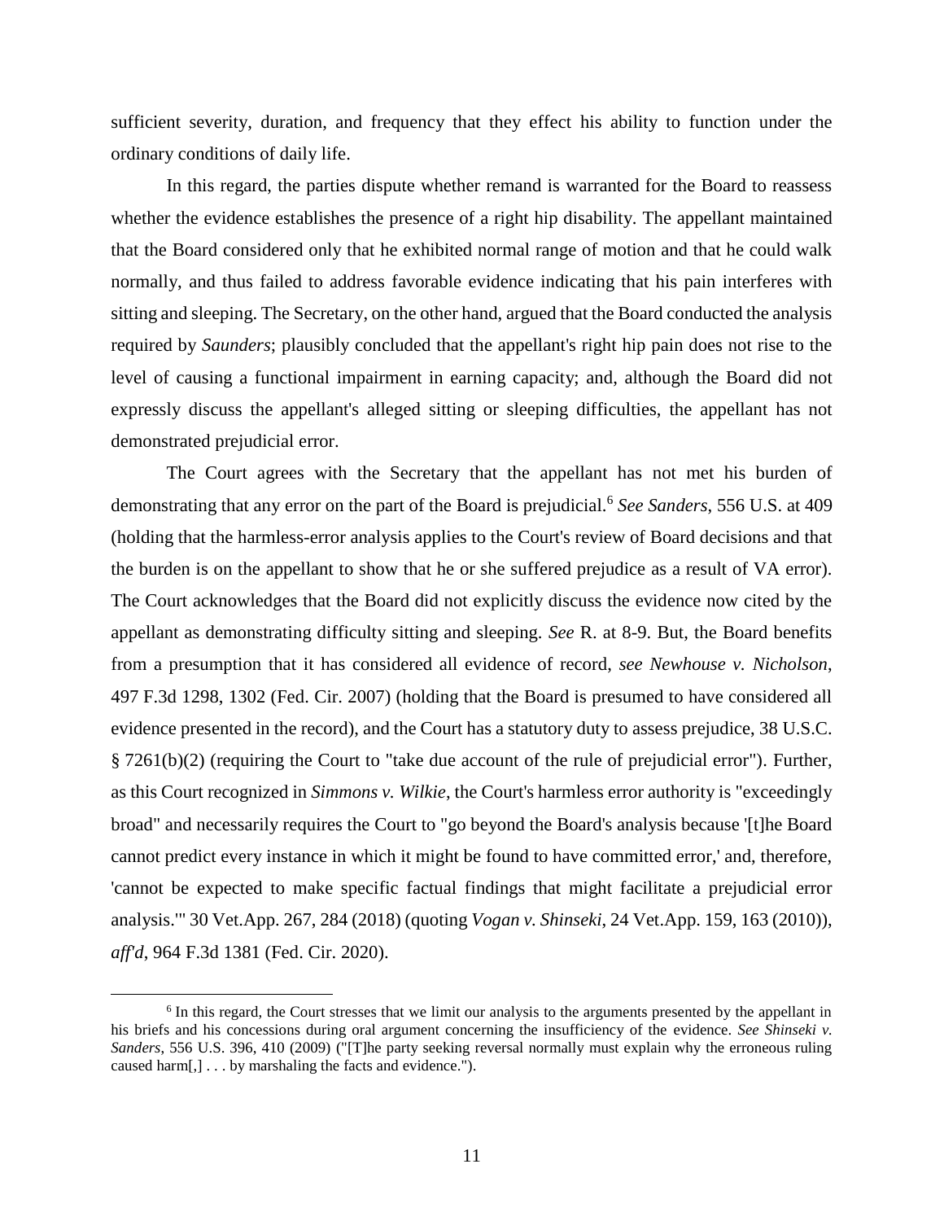sufficient severity, duration, and frequency that they effect his ability to function under the ordinary conditions of daily life.

In this regard, the parties dispute whether remand is warranted for the Board to reassess whether the evidence establishes the presence of a right hip disability. The appellant maintained that the Board considered only that he exhibited normal range of motion and that he could walk normally, and thus failed to address favorable evidence indicating that his pain interferes with sitting and sleeping. The Secretary, on the other hand, argued that the Board conducted the analysis required by *Saunders*; plausibly concluded that the appellant's right hip pain does not rise to the level of causing a functional impairment in earning capacity; and, although the Board did not expressly discuss the appellant's alleged sitting or sleeping difficulties, the appellant has not demonstrated prejudicial error.

The Court agrees with the Secretary that the appellant has not met his burden of demonstrating that any error on the part of the Board is prejudicial.[6] *See Sanders*, 556 U.S. at 409 (holding that the harmless-error analysis applies to the Court's review of Board decisions and that the burden is on the appellant to show that he or she suffered prejudice as a result of VA error). The Court acknowledges that the Board did not explicitly discuss the evidence now cited by the appellant as demonstrating difficulty sitting and sleeping. *See* R. at 8-9. But, the Board benefits from a presumption that it has considered all evidence of record, *see Newhouse v. Nicholson*, 497 F.3d 1298, 1302 (Fed. Cir. 2007) (holding that the Board is presumed to have considered all evidence presented in the record), and the Court has a statutory duty to assess prejudice, 38 U.S.C. § 7261(b)(2) (requiring the Court to "take due account of the rule of prejudicial error"). Further, as this Court recognized in *Simmons v. Wilkie*, the Court's harmless error authority is "exceedingly broad" and necessarily requires the Court to "go beyond the Board's analysis because '[t]he Board cannot predict every instance in which it might be found to have committed error,' and, therefore, 'cannot be expected to make specific factual findings that might facilitate a prejudicial error analysis.'" 30 Vet.App. 267, 284 (2018) (quoting *Vogan v. Shinseki*, 24 Vet.App. 159, 163 (2010)), *aff'd*, 964 F.3d 1381 (Fed. Cir. 2020).

[6] In this regard, the Court stresses that we limit our analysis to the arguments presented by the appellant in his briefs and his concessions during oral argument concerning the insufficiency of the evidence. *See Shinseki v. Sanders*, 556 U.S. 396, 410 (2009) ("[T]he party seeking reversal normally must explain why the erroneous ruling caused harm[,] . . . by marshaling the facts and evidence.").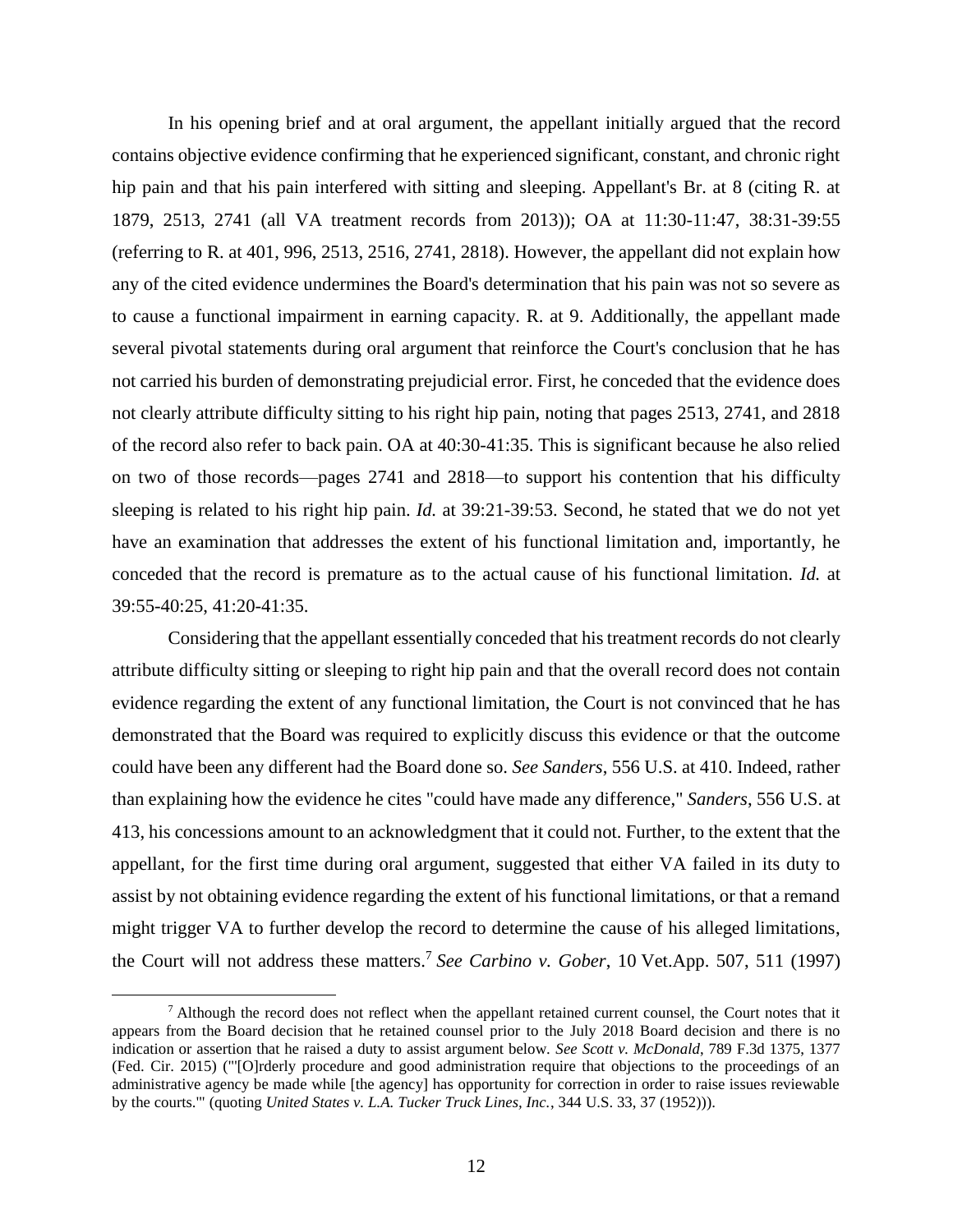In his opening brief and at oral argument, the appellant initially argued that the record contains objective evidence confirming that he experienced significant, constant, and chronic right hip pain and that his pain interfered with sitting and sleeping. Appellant's Br. at 8 (citing R. at 1879, 2513, 2741 (all VA treatment records from 2013)); OA at 11:30-11:47, 38:31-39:55 (referring to R. at 401, 996, 2513, 2516, 2741, 2818). However, the appellant did not explain how any of the cited evidence undermines the Board's determination that his pain was not so severe as to cause a functional impairment in earning capacity. R. at 9. Additionally, the appellant made several pivotal statements during oral argument that reinforce the Court's conclusion that he has not carried his burden of demonstrating prejudicial error. First, he conceded that the evidence does not clearly attribute difficulty sitting to his right hip pain, noting that pages 2513, 2741, and 2818 of the record also refer to back pain. OA at 40:30-41:35. This is significant because he also relied on two of those records—pages 2741 and 2818—to support his contention that his difficulty sleeping is related to his right hip pain. *Id.* at 39:21-39:53. Second, he stated that we do not yet have an examination that addresses the extent of his functional limitation and, importantly, he conceded that the record is premature as to the actual cause of his functional limitation. *Id.* at 39:55-40:25, 41:20-41:35.

Considering that the appellant essentially conceded that his treatment records do not clearly attribute difficulty sitting or sleeping to right hip pain and that the overall record does not contain evidence regarding the extent of any functional limitation, the Court is not convinced that he has demonstrated that the Board was required to explicitly discuss this evidence or that the outcome could have been any different had the Board done so. *See Sanders*, 556 U.S. at 410. Indeed, rather than explaining how the evidence he cites "could have made any difference," *Sanders*, 556 U.S. at 413, his concessions amount to an acknowledgment that it could not. Further, to the extent that the appellant, for the first time during oral argument, suggested that either VA failed in its duty to assist by not obtaining evidence regarding the extent of his functional limitations, or that a remand might trigger VA to further develop the record to determine the cause of his alleged limitations, the Court will not address these matters.[7] *See Carbino v. Gober*, 10 Vet.App. 507, 511 (1997)

[7] Although the record does not reflect when the appellant retained current counsel, the Court notes that it appears from the Board decision that he retained counsel prior to the July 2018 Board decision and there is no indication or assertion that he raised a duty to assist argument below. *See Scott v. McDonald*, 789 F.3d 1375, 1377 (Fed. Cir. 2015) ("'[O]rderly procedure and good administration require that objections to the proceedings of an administrative agency be made while [the agency] has opportunity for correction in order to raise issues reviewable by the courts.'" (quoting *United States v. L.A. Tucker Truck Lines, Inc.*, 344 U.S. 33, 37 (1952))).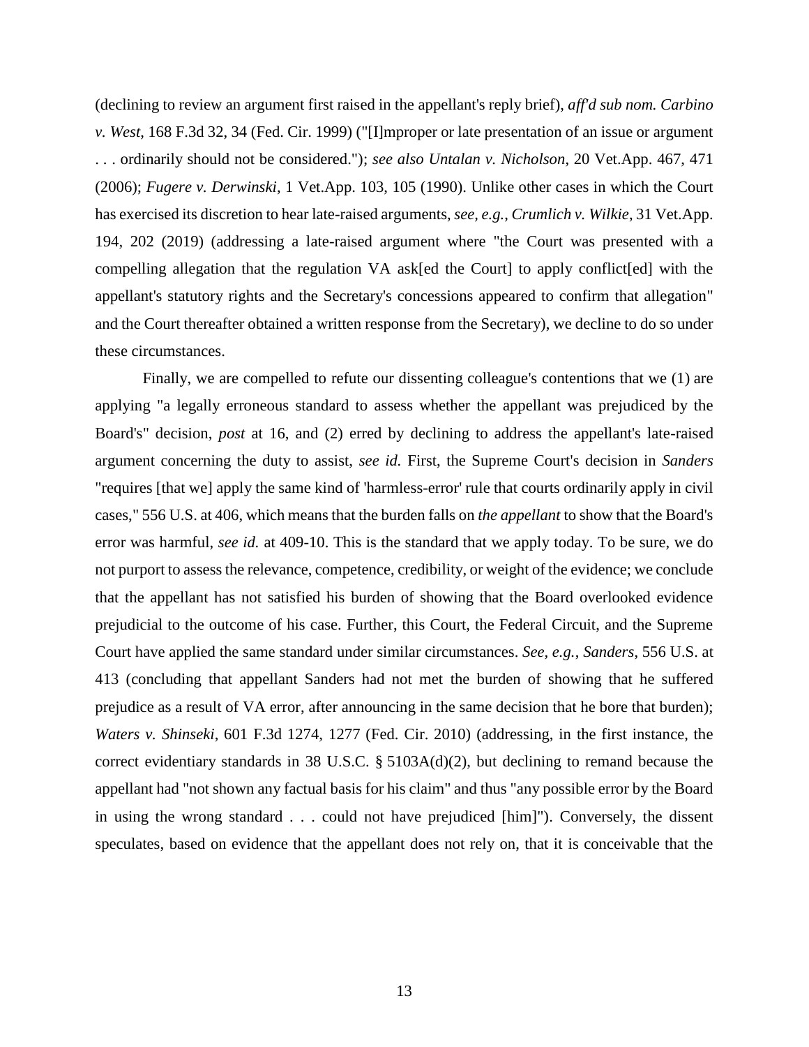(declining to review an argument first raised in the appellant's reply brief), *aff'd sub nom. Carbino v. West*, 168 F.3d 32, 34 (Fed. Cir. 1999) ("[I]mproper or late presentation of an issue or argument . . . ordinarily should not be considered."); *see also Untalan v. Nicholson*, 20 Vet.App. 467, 471 (2006); *Fugere v. Derwinski*, 1 Vet.App. 103, 105 (1990). Unlike other cases in which the Court has exercised its discretion to hear late-raised arguments, *see, e.g.*, *Crumlich v. Wilkie*, 31 Vet.App. 194, 202 (2019) (addressing a late-raised argument where "the Court was presented with a compelling allegation that the regulation VA ask[ed the Court] to apply conflict[ed] with the appellant's statutory rights and the Secretary's concessions appeared to confirm that allegation" and the Court thereafter obtained a written response from the Secretary), we decline to do so under these circumstances.

Finally, we are compelled to refute our dissenting colleague's contentions that we (1) are applying "a legally erroneous standard to assess whether the appellant was prejudiced by the Board's" decision, *post* at 16, and (2) erred by declining to address the appellant's late-raised argument concerning the duty to assist, *see id.* First, the Supreme Court's decision in *Sanders* "requires [that we] apply the same kind of 'harmless-error' rule that courts ordinarily apply in civil cases," 556 U.S. at 406, which means that the burden falls on *the appellant* to show that the Board's error was harmful, *see id.* at 409-10. This is the standard that we apply today. To be sure, we do not purport to assess the relevance, competence, credibility, or weight of the evidence; we conclude that the appellant has not satisfied his burden of showing that the Board overlooked evidence prejudicial to the outcome of his case. Further, this Court, the Federal Circuit, and the Supreme Court have applied the same standard under similar circumstances. *See, e.g.*, *Sanders*, 556 U.S. at 413 (concluding that appellant Sanders had not met the burden of showing that he suffered prejudice as a result of VA error, after announcing in the same decision that he bore that burden); *Waters v. Shinseki*, 601 F.3d 1274, 1277 (Fed. Cir. 2010) (addressing, in the first instance, the correct evidentiary standards in 38 U.S.C. § 5103A(d)(2), but declining to remand because the appellant had "not shown any factual basis for his claim" and thus "any possible error by the Board in using the wrong standard . . . could not have prejudiced [him]"). Conversely, the dissent speculates, based on evidence that the appellant does not rely on, that it is conceivable that the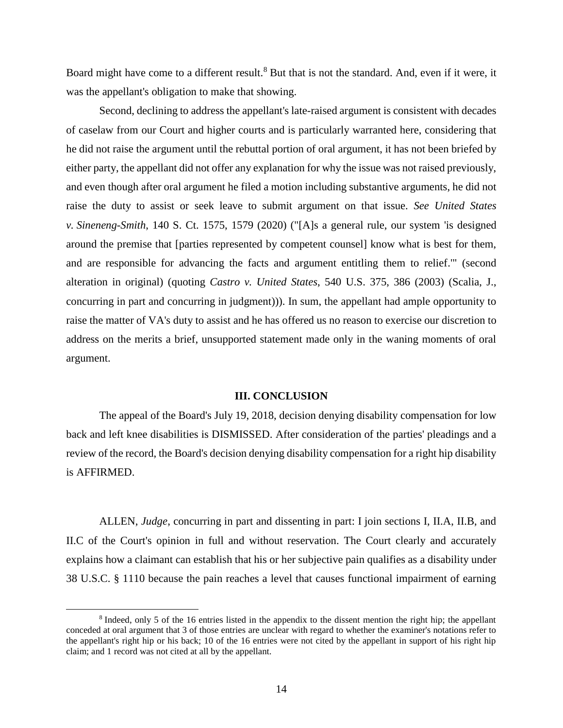Board might have come to a different result.[8] But that is not the standard. And, even if it were, it was the appellant's obligation to make that showing.

Second, declining to address the appellant's late-raised argument is consistent with decades of caselaw from our Court and higher courts and is particularly warranted here, considering that he did not raise the argument until the rebuttal portion of oral argument, it has not been briefed by either party, the appellant did not offer any explanation for why the issue was not raised previously, and even though after oral argument he filed a motion including substantive arguments, he did not raise the duty to assist or seek leave to submit argument on that issue. *See United States v. Sineneng-Smith*, 140 S. Ct. 1575, 1579 (2020) ("[A]s a general rule, our system 'is designed around the premise that [parties represented by competent counsel] know what is best for them, and are responsible for advancing the facts and argument entitling them to relief.'" (second alteration in original) (quoting *Castro v. United States*, 540 U.S. 375, 386 (2003) (Scalia, J., concurring in part and concurring in judgment))). In sum, the appellant had ample opportunity to raise the matter of VA's duty to assist and he has offered us no reason to exercise our discretion to address on the merits a brief, unsupported statement made only in the waning moments of oral argument.

## III. CONCLUSION

The appeal of the Board's July 19, 2018, decision denying disability compensation for low back and left knee disabilities is DISMISSED. After consideration of the parties' pleadings and a review of the record, the Board's decision denying disability compensation for a right hip disability is AFFIRMED.

ALLEN, *Judge*, concurring in part and dissenting in part: I join sections I, II.A, II.B, and II.C of the Court's opinion in full and without reservation. The Court clearly and accurately explains how a claimant can establish that his or her subjective pain qualifies as a disability under 38 U.S.C. § 1110 because the pain reaches a level that causes functional impairment of earning

---

[8] Indeed, only 5 of the 16 entries listed in the appendix to the dissent mention the right hip; the appellant conceded at oral argument that 3 of those entries are unclear with regard to whether the examiner's notations refer to the appellant's right hip or his back; 10 of the 16 entries were not cited by the appellant in support of his right hip claim; and 1 record was not cited at all by the appellant.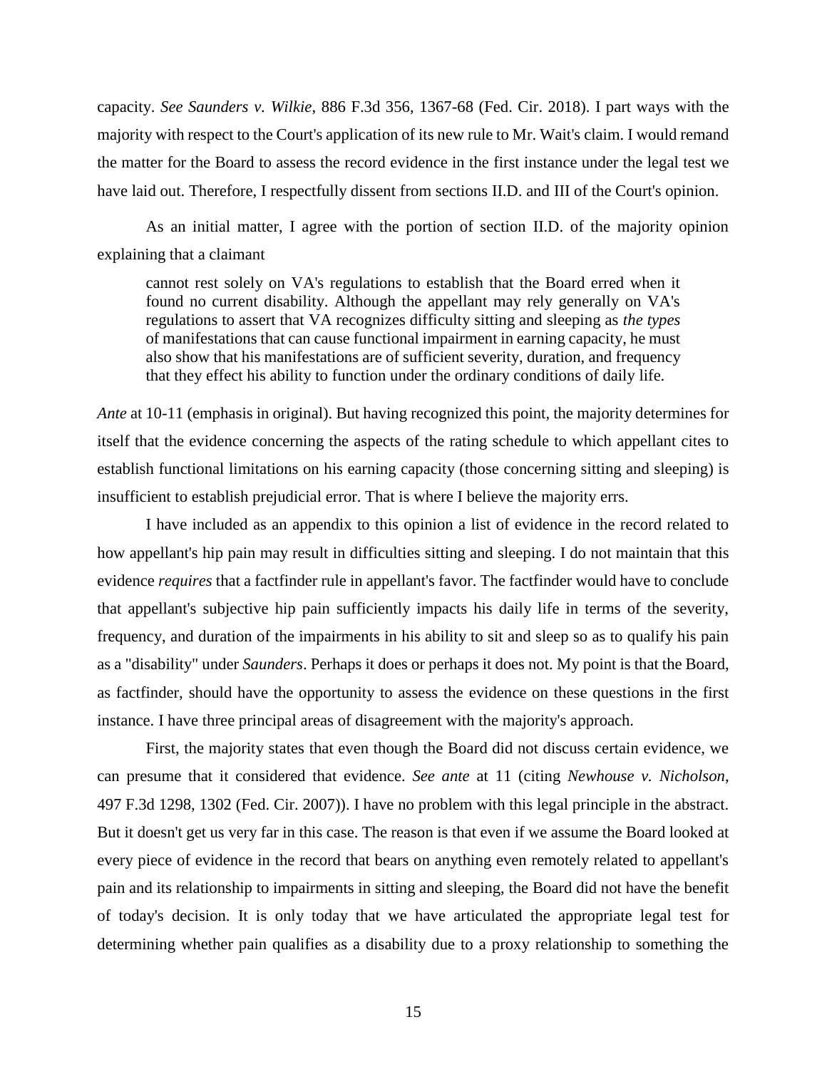capacity. *See Saunders v. Wilkie*, 886 F.3d 356, 1367-68 (Fed. Cir. 2018). I part ways with the majority with respect to the Court's application of its new rule to Mr. Wait's claim. I would remand the matter for the Board to assess the record evidence in the first instance under the legal test we have laid out. Therefore, I respectfully dissent from sections II.D. and III of the Court's opinion.

As an initial matter, I agree with the portion of section II.D. of the majority opinion explaining that a claimant

> cannot rest solely on VA's regulations to establish that the Board erred when it found no current disability. Although the appellant may rely generally on VA's regulations to assert that VA recognizes difficulty sitting and sleeping as *the types* of manifestations that can cause functional impairment in earning capacity, he must also show that his manifestations are of sufficient severity, duration, and frequency that they effect his ability to function under the ordinary conditions of daily life.

*Ante* at 10-11 (emphasis in original). But having recognized this point, the majority determines for itself that the evidence concerning the aspects of the rating schedule to which appellant cites to establish functional limitations on his earning capacity (those concerning sitting and sleeping) is insufficient to establish prejudicial error. That is where I believe the majority errs.

I have included as an appendix to this opinion a list of evidence in the record related to how appellant's hip pain may result in difficulties sitting and sleeping. I do not maintain that this evidence *requires* that a factfinder rule in appellant's favor. The factfinder would have to conclude that appellant's subjective hip pain sufficiently impacts his daily life in terms of the severity, frequency, and duration of the impairments in his ability to sit and sleep so as to qualify his pain as a "disability" under *Saunders*. Perhaps it does or perhaps it does not. My point is that the Board, as factfinder, should have the opportunity to assess the evidence on these questions in the first instance. I have three principal areas of disagreement with the majority's approach.

First, the majority states that even though the Board did not discuss certain evidence, we can presume that it considered that evidence. *See ante* at 11 (citing *Newhouse v. Nicholson*, 497 F.3d 1298, 1302 (Fed. Cir. 2007)). I have no problem with this legal principle in the abstract. But it doesn't get us very far in this case. The reason is that even if we assume the Board looked at every piece of evidence in the record that bears on anything even remotely related to appellant's pain and its relationship to impairments in sitting and sleeping, the Board did not have the benefit of today's decision. It is only today that we have articulated the appropriate legal test for determining whether pain qualifies as a disability due to a proxy relationship to something the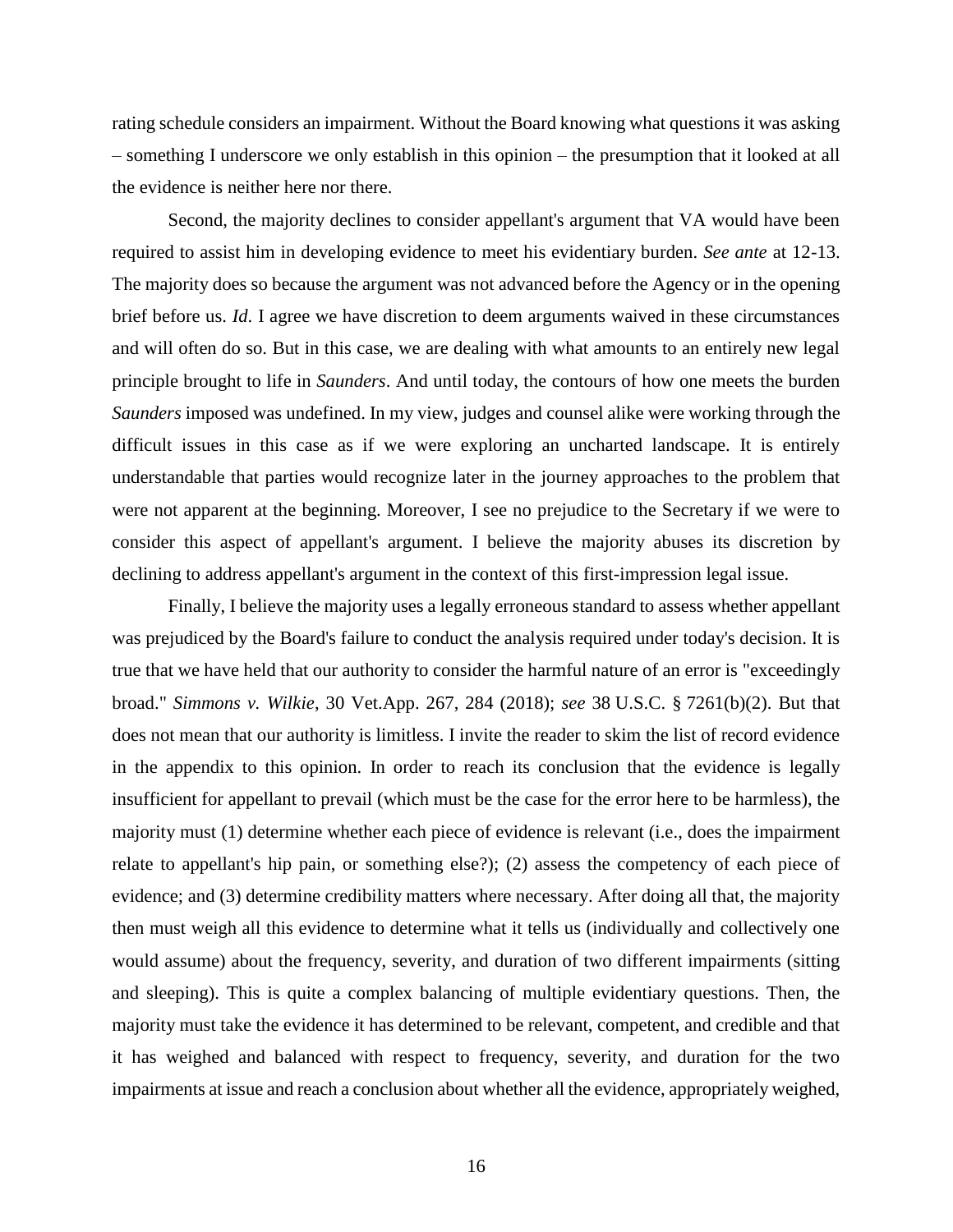rating schedule considers an impairment. Without the Board knowing what questions it was asking – something I underscore we only establish in this opinion – the presumption that it looked at all the evidence is neither here nor there.

Second, the majority declines to consider appellant's argument that VA would have been required to assist him in developing evidence to meet his evidentiary burden. *See ante* at 12-13. The majority does so because the argument was not advanced before the Agency or in the opening brief before us. *Id*. I agree we have discretion to deem arguments waived in these circumstances and will often do so. But in this case, we are dealing with what amounts to an entirely new legal principle brought to life in *Saunders*. And until today, the contours of how one meets the burden *Saunders* imposed was undefined. In my view, judges and counsel alike were working through the difficult issues in this case as if we were exploring an uncharted landscape. It is entirely understandable that parties would recognize later in the journey approaches to the problem that were not apparent at the beginning. Moreover, I see no prejudice to the Secretary if we were to consider this aspect of appellant's argument. I believe the majority abuses its discretion by declining to address appellant's argument in the context of this first-impression legal issue.

Finally, I believe the majority uses a legally erroneous standard to assess whether appellant was prejudiced by the Board's failure to conduct the analysis required under today's decision. It is true that we have held that our authority to consider the harmful nature of an error is "exceedingly broad." *Simmons v. Wilkie*, 30 Vet.App. 267, 284 (2018); *see* 38 U.S.C. § 7261(b)(2). But that does not mean that our authority is limitless. I invite the reader to skim the list of record evidence in the appendix to this opinion. In order to reach its conclusion that the evidence is legally insufficient for appellant to prevail (which must be the case for the error here to be harmless), the majority must (1) determine whether each piece of evidence is relevant (i.e., does the impairment relate to appellant's hip pain, or something else?); (2) assess the competency of each piece of evidence; and (3) determine credibility matters where necessary. After doing all that, the majority then must weigh all this evidence to determine what it tells us (individually and collectively one would assume) about the frequency, severity, and duration of two different impairments (sitting and sleeping). This is quite a complex balancing of multiple evidentiary questions. Then, the majority must take the evidence it has determined to be relevant, competent, and credible and that it has weighed and balanced with respect to frequency, severity, and duration for the two impairments at issue and reach a conclusion about whether all the evidence, appropriately weighed,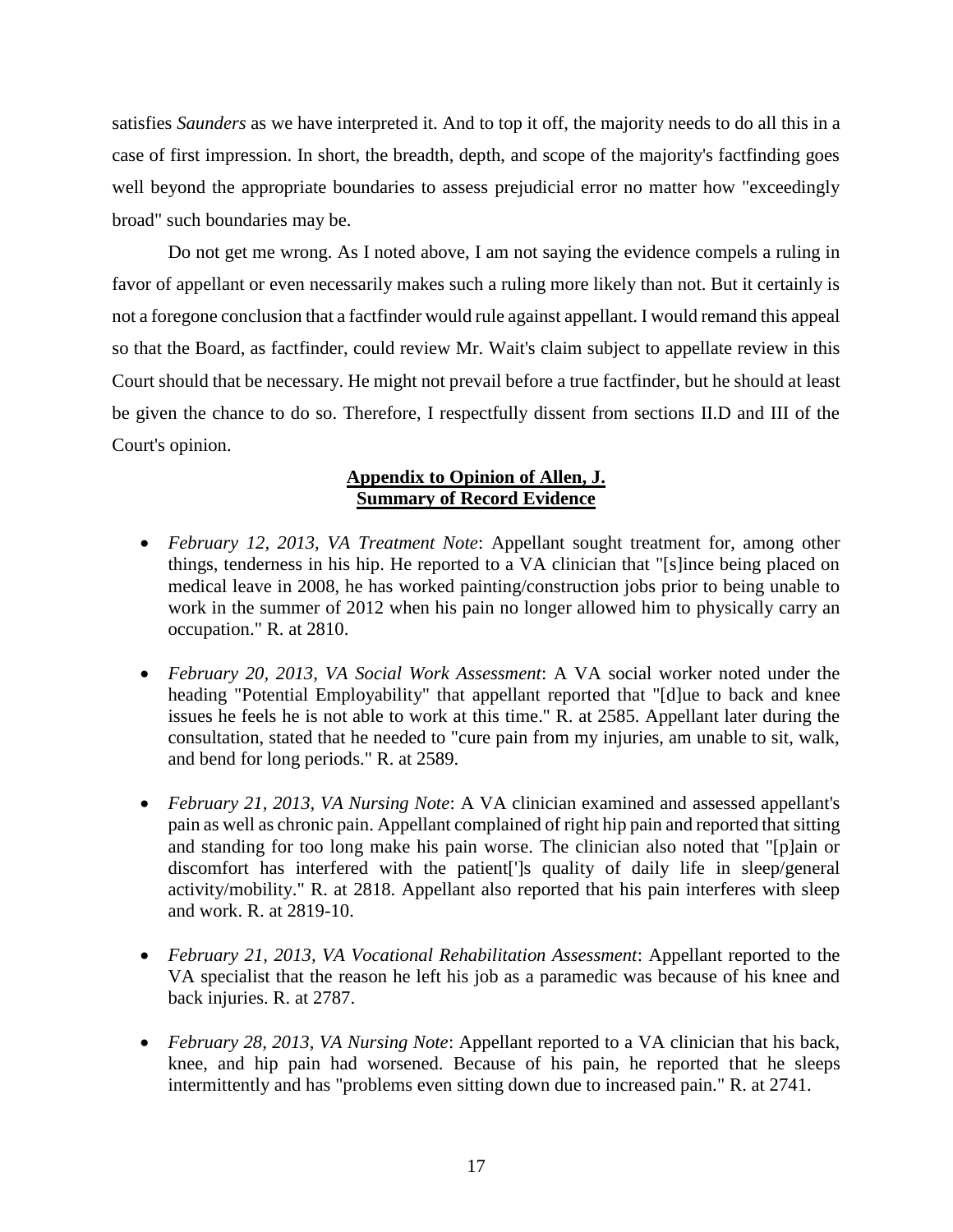satisfies *Saunders* as we have interpreted it. And to top it off, the majority needs to do all this in a case of first impression. In short, the breadth, depth, and scope of the majority's factfinding goes well beyond the appropriate boundaries to assess prejudicial error no matter how "exceedingly broad" such boundaries may be.

Do not get me wrong. As I noted above, I am not saying the evidence compels a ruling in favor of appellant or even necessarily makes such a ruling more likely than not. But it certainly is not a foregone conclusion that a factfinder would rule against appellant. I would remand this appeal so that the Board, as factfinder, could review Mr. Wait's claim subject to appellate review in this Court should that be necessary. He might not prevail before a true factfinder, but he should at least be given the chance to do so. Therefore, I respectfully dissent from sections II.D and III of the Court's opinion.

**Appendix to Opinion of Allen, J.**
**Summary of Record Evidence**

- *February 12, 2013, VA Treatment Note*: Appellant sought treatment for, among other things, tenderness in his hip. He reported to a VA clinician that "[s]ince being placed on medical leave in 2008, he has worked painting/construction jobs prior to being unable to work in the summer of 2012 when his pain no longer allowed him to physically carry an occupation." R. at 2810.

- *February 20, 2013, VA Social Work Assessment*: A VA social worker noted under the heading "Potential Employability" that appellant reported that "[d]ue to back and knee issues he feels he is not able to work at this time." R. at 2585. Appellant later during the consultation, stated that he needed to "cure pain from my injuries, am unable to sit, walk, and bend for long periods." R. at 2589.

- *February 21, 2013, VA Nursing Note*: A VA clinician examined and assessed appellant's pain as well as chronic pain. Appellant complained of right hip pain and reported that sitting and standing for too long make his pain worse. The clinician also noted that "[p]ain or discomfort has interfered with the patient[']s quality of daily life in sleep/general activity/mobility." R. at 2818. Appellant also reported that his pain interferes with sleep and work. R. at 2819-10.

- *February 21, 2013, VA Vocational Rehabilitation Assessment*: Appellant reported to the VA specialist that the reason he left his job as a paramedic was because of his knee and back injuries. R. at 2787.

- *February 28, 2013, VA Nursing Note*: Appellant reported to a VA clinician that his back, knee, and hip pain had worsened. Because of his pain, he reported that he sleeps intermittently and has "problems even sitting down due to increased pain." R. at 2741.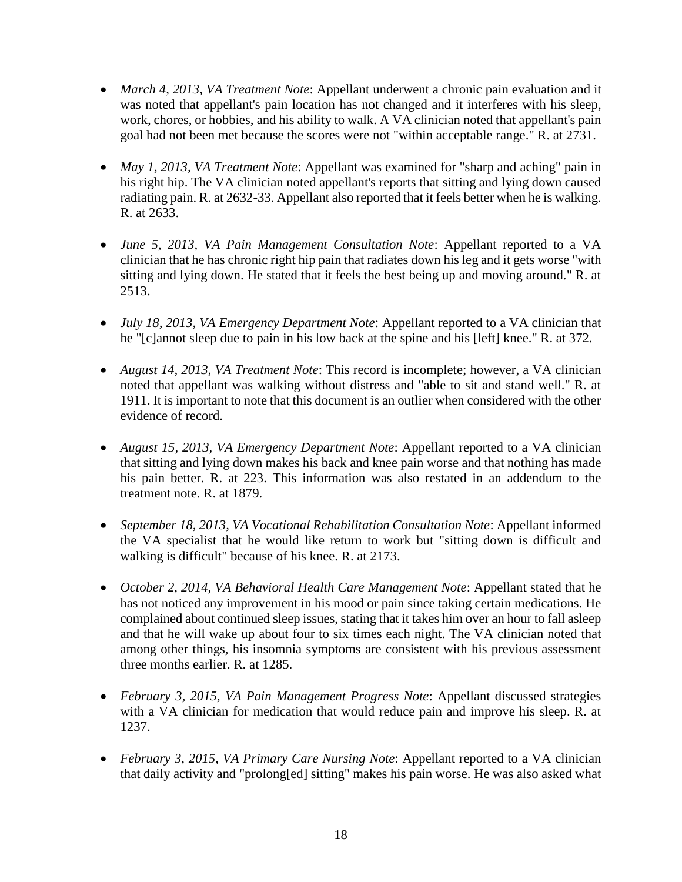- *March 4, 2013, VA Treatment Note*: Appellant underwent a chronic pain evaluation and it was noted that appellant's pain location has not changed and it interferes with his sleep, work, chores, or hobbies, and his ability to walk. A VA clinician noted that appellant's pain goal had not been met because the scores were not "within acceptable range." R. at 2731.

- *May 1, 2013, VA Treatment Note*: Appellant was examined for "sharp and aching" pain in his right hip. The VA clinician noted appellant's reports that sitting and lying down caused radiating pain. R. at 2632-33. Appellant also reported that it feels better when he is walking. R. at 2633.

- *June 5, 2013, VA Pain Management Consultation Note*: Appellant reported to a VA clinician that he has chronic right hip pain that radiates down his leg and it gets worse "with sitting and lying down. He stated that it feels the best being up and moving around." R. at 2513.

- *July 18, 2013, VA Emergency Department Note*: Appellant reported to a VA clinician that he "[c]annot sleep due to pain in his low back at the spine and his [left] knee." R. at 372.

- *August 14, 2013, VA Treatment Note*: This record is incomplete; however, a VA clinician noted that appellant was walking without distress and "able to sit and stand well." R. at 1911. It is important to note that this document is an outlier when considered with the other evidence of record.

- *August 15, 2013, VA Emergency Department Note*: Appellant reported to a VA clinician that sitting and lying down makes his back and knee pain worse and that nothing has made his pain better. R. at 223. This information was also restated in an addendum to the treatment note. R. at 1879.

- *September 18, 2013, VA Vocational Rehabilitation Consultation Note*: Appellant informed the VA specialist that he would like return to work but "sitting down is difficult and walking is difficult" because of his knee. R. at 2173.

- *October 2, 2014, VA Behavioral Health Care Management Note*: Appellant stated that he has not noticed any improvement in his mood or pain since taking certain medications. He complained about continued sleep issues, stating that it takes him over an hour to fall asleep and that he will wake up about four to six times each night. The VA clinician noted that among other things, his insomnia symptoms are consistent with his previous assessment three months earlier. R. at 1285.

- *February 3, 2015, VA Pain Management Progress Note*: Appellant discussed strategies with a VA clinician for medication that would reduce pain and improve his sleep. R. at 1237.

- *February 3, 2015, VA Primary Care Nursing Note*: Appellant reported to a VA clinician that daily activity and "prolong[ed] sitting" makes his pain worse. He was also asked what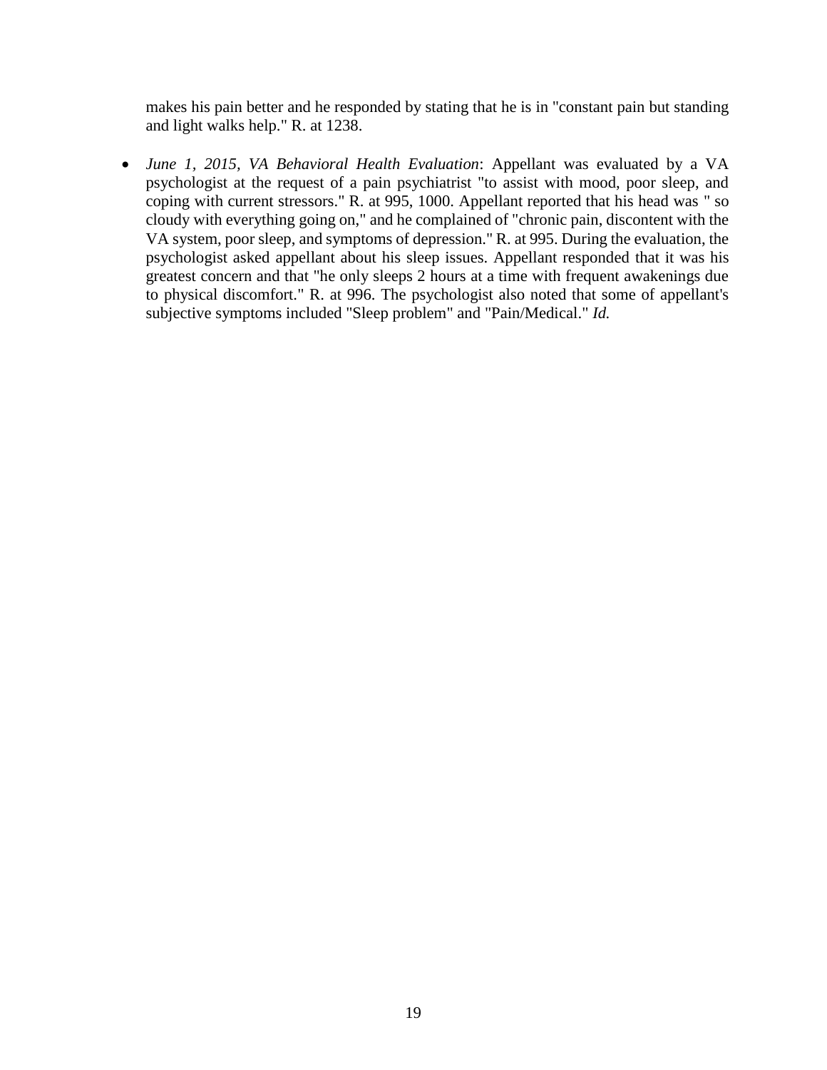makes his pain better and he responded by stating that he is in "constant pain but standing and light walks help." R. at 1238.

- *June 1, 2015, VA Behavioral Health Evaluation*: Appellant was evaluated by a VA psychologist at the request of a pain psychiatrist "to assist with mood, poor sleep, and coping with current stressors." R. at 995, 1000. Appellant reported that his head was " so cloudy with everything going on," and he complained of "chronic pain, discontent with the VA system, poor sleep, and symptoms of depression." R. at 995. During the evaluation, the psychologist asked appellant about his sleep issues. Appellant responded that it was his greatest concern and that "he only sleeps 2 hours at a time with frequent awakenings due to physical discomfort." R. at 996. The psychologist also noted that some of appellant's subjective symptoms included "Sleep problem" and "Pain/Medical." *Id.*